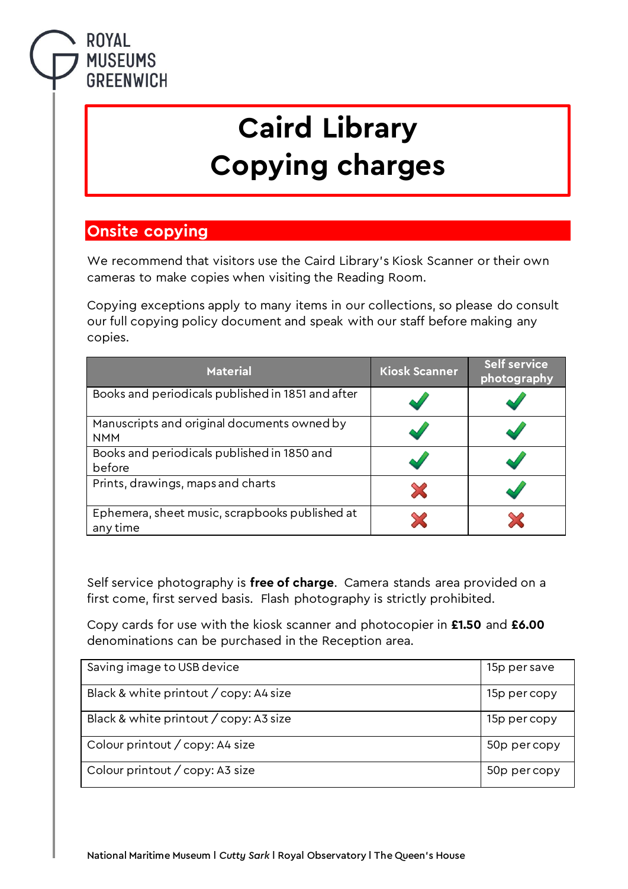ROYAL MUSEUMS GREENWICH

# Caird Library
# Copying charges

## Onsite copying

We recommend that visitors use the Caird Library's Kiosk Scanner or their own cameras to make copies when visiting the Reading Room.

Copying exceptions apply to many items in our collections, so please do consult our full copying policy document and speak with our staff before making any copies.

| Material | Kiosk Scanner | Self service photography |
|---|---|---|
| Books and periodicals published in 1851 and after | ✔ | ✔ |
| Manuscripts and original documents owned by NMM | ✔ | ✔ |
| Books and periodicals published in 1850 and before | ✔ | ✔ |
| Prints, drawings, maps and charts | ✘ | ✔ |
| Ephemera, sheet music, scrapbooks published at any time | ✘ | ✘ |

Self service photography is **free of charge**. Camera stands area provided on a first come, first served basis. Flash photography is strictly prohibited.

Copy cards for use with the kiosk scanner and photocopier in **£1.50** and **£6.00** denominations can be purchased in the Reception area.

| | |
|---|---|
| Saving image to USB device | 15p per save |
| Black & white printout / copy: A4 size | 15p per copy |
| Black & white printout / copy: A3 size | 15p per copy |
| Colour printout / copy: A4 size | 50p per copy |
| Colour printout / copy: A3 size | 50p per copy |

National Maritime Museum I *Cutty Sark* I Royal Observatory I The Queen's House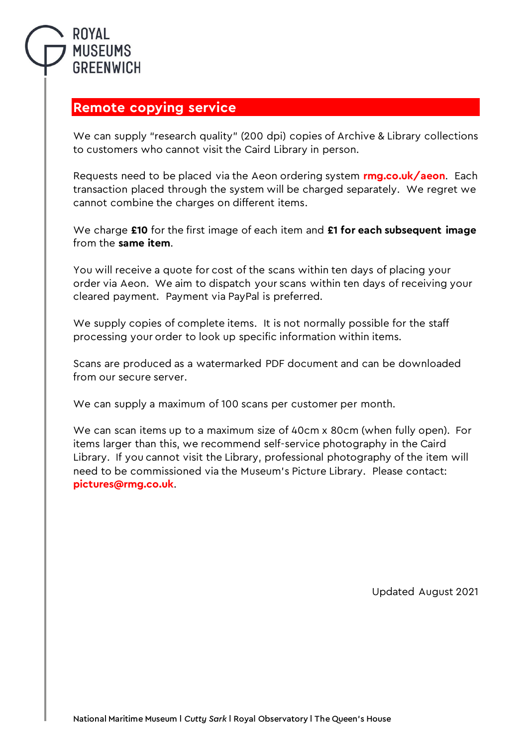ROYAL MUSEUMS GREENWICH

## Remote copying service

We can supply "research quality" (200 dpi) copies of Archive & Library collections to customers who cannot visit the Caird Library in person.

Requests need to be placed via the Aeon ordering system **rmg.co.uk/aeon**. Each transaction placed through the system will be charged separately. We regret we cannot combine the charges on different items.

We charge **£10** for the first image of each item and **£1 for each subsequent image** from the **same item**.

You will receive a quote for cost of the scans within ten days of placing your order via Aeon. We aim to dispatch your scans within ten days of receiving your cleared payment. Payment via PayPal is preferred.

We supply copies of complete items. It is not normally possible for the staff processing your order to look up specific information within items.

Scans are produced as a watermarked PDF document and can be downloaded from our secure server.

We can supply a maximum of 100 scans per customer per month.

We can scan items up to a maximum size of 40cm x 80cm (when fully open). For items larger than this, we recommend self-service photography in the Caird Library. If you cannot visit the Library, professional photography of the item will need to be commissioned via the Museum's Picture Library. Please contact: **pictures@rmg.co.uk**.

Updated August 2021

National Maritime Museum | *Cutty Sark* | Royal Observatory | The Queen's House